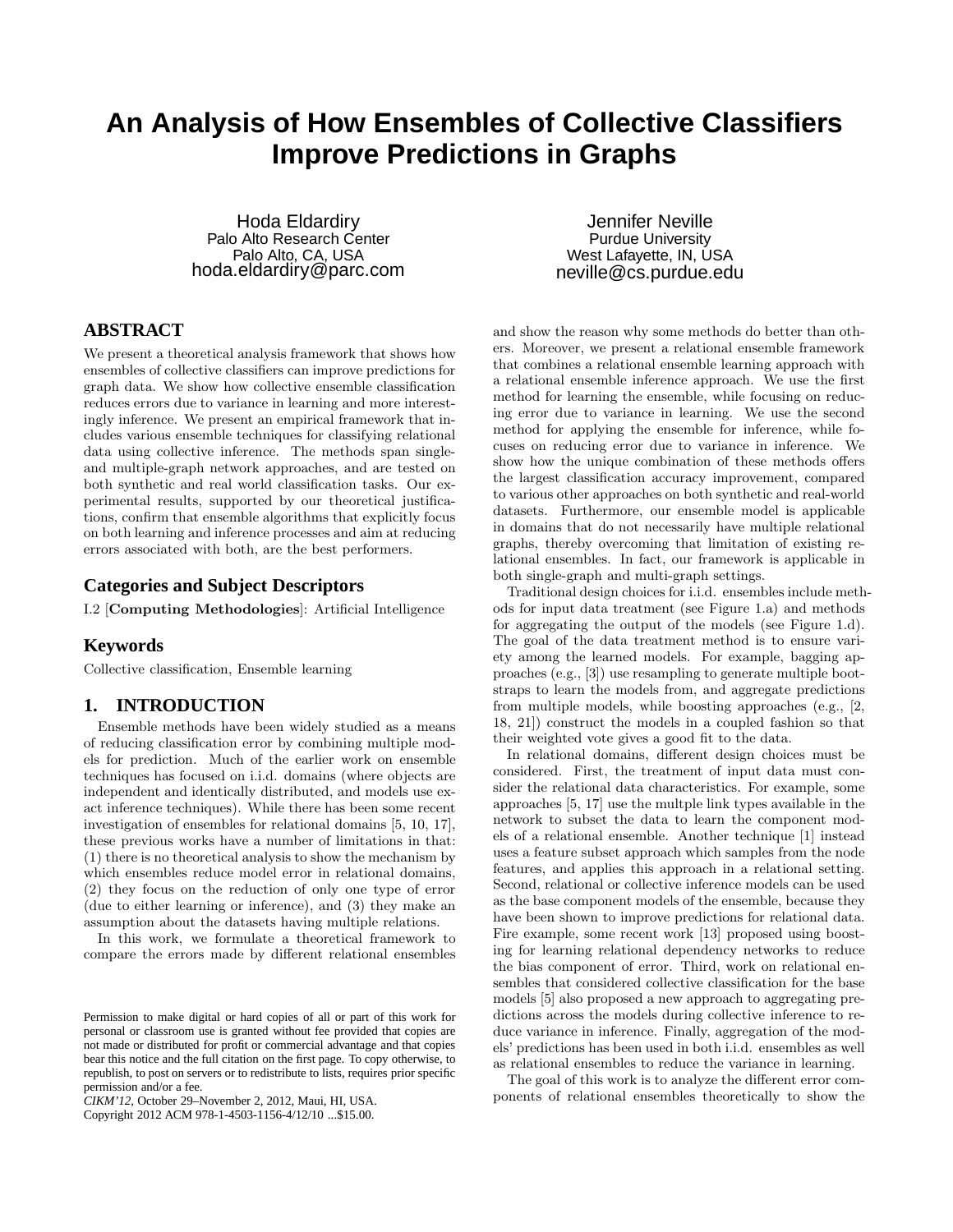# An Analysis of How Ensembles of Collective Classifiers Improve Predictions in Graphs

Hoda Eldardiry
Palo Alto Research Center
Palo Alto, CA, USA
hoda.eldardiry@parc.com

Jennifer Neville
Purdue University
West Lafayette, IN, USA
neville@cs.purdue.edu

## ABSTRACT

We present a theoretical analysis framework that shows how ensembles of collective classifiers can improve predictions for graph data. We show how collective ensemble classification reduces errors due to variance in learning and more interestingly inference. We present an empirical framework that includes various ensemble techniques for classifying relational data using collective inference. The methods span single- and multiple-graph network approaches, and are tested on both synthetic and real world classification tasks. Our experimental results, supported by our theoretical justifications, confirm that ensemble algorithms that explicitly focus on both learning and inference processes and aim at reducing errors associated with both, are the best performers.

## Categories and Subject Descriptors

I.2 [**Computing Methodologies**]: Artificial Intelligence

## Keywords

Collective classification, Ensemble learning

## 1. INTRODUCTION

Ensemble methods have been widely studied as a means of reducing classification error by combining multiple models for prediction. Much of the earlier work on ensemble techniques has focused on i.i.d. domains (where objects are independent and identically distributed, and models use exact inference techniques). While there has been some recent investigation of ensembles for relational domains [5, 10, 17], these previous works have a number of limitations in that: (1) there is no theoretical analysis to show the mechanism by which ensembles reduce model error in relational domains, (2) they focus on the reduction of only one type of error (due to either learning or inference), and (3) they make an assumption about the datasets having multiple relations.

In this work, we formulate a theoretical framework to compare the errors made by different relational ensembles and show the reason why some methods do better than others. Moreover, we present a relational ensemble framework that combines a relational ensemble learning approach with a relational ensemble inference approach. We use the first method for learning the ensemble, while focusing on reducing error due to variance in learning. We use the second method for applying the ensemble for inference, while focuses on reducing error due to variance in inference. We show how the unique combination of these methods offers the largest classification accuracy improvement, compared to various other approaches on both synthetic and real-world datasets. Furthermore, our ensemble model is applicable in domains that do not necessarily have multiple relational graphs, thereby overcoming that limitation of existing relational ensembles. In fact, our framework is applicable in both single-graph and multi-graph settings.

Traditional design choices for i.i.d. ensembles include methods for input data treatment (see Figure 1.a) and methods for aggregating the output of the models (see Figure 1.d). The goal of the data treatment method is to ensure variety among the learned models. For example, bagging approaches (e.g., [3]) use resampling to generate multiple bootstraps to learn the models from, and aggregate predictions from multiple models, while boosting approaches (e.g., [2, 18, 21]) construct the models in a coupled fashion so that their weighted vote gives a good fit to the data.

In relational domains, different design choices must be considered. First, the treatment of input data must consider the relational data characteristics. For example, some approaches [5, 17] use the multple link types available in the network to subset the data to learn the component models of a relational ensemble. Another technique [1] instead uses a feature subset approach which samples from the node features, and applies this approach in a relational setting. Second, relational or collective inference models can be used as the base component models of the ensemble, because they have been shown to improve predictions for relational data. Fire example, some recent work [13] proposed using boosting for learning relational dependency networks to reduce the bias component of error. Third, work on relational ensembles that considered collective classification for the base models [5] also proposed a new approach to aggregating predictions across the models during collective inference to reduce variance in inference. Finally, aggregation of the models' predictions has been used in both i.i.d. ensembles as well as relational ensembles to reduce the variance in learning.

The goal of this work is to analyze the different error components of relational ensembles theoretically to show the

Permission to make digital or hard copies of all or part of this work for personal or classroom use is granted without fee provided that copies are not made or distributed for profit or commercial advantage and that copies bear this notice and the full citation on the first page. To copy otherwise, to republish, to post on servers or to redistribute to lists, requires prior specific permission and/or a fee.
*CIKM'12*, October 29–November 2, 2012, Maui, HI, USA.
Copyright 2012 ACM 978-1-4503-1156-4/12/10 ...$15.00.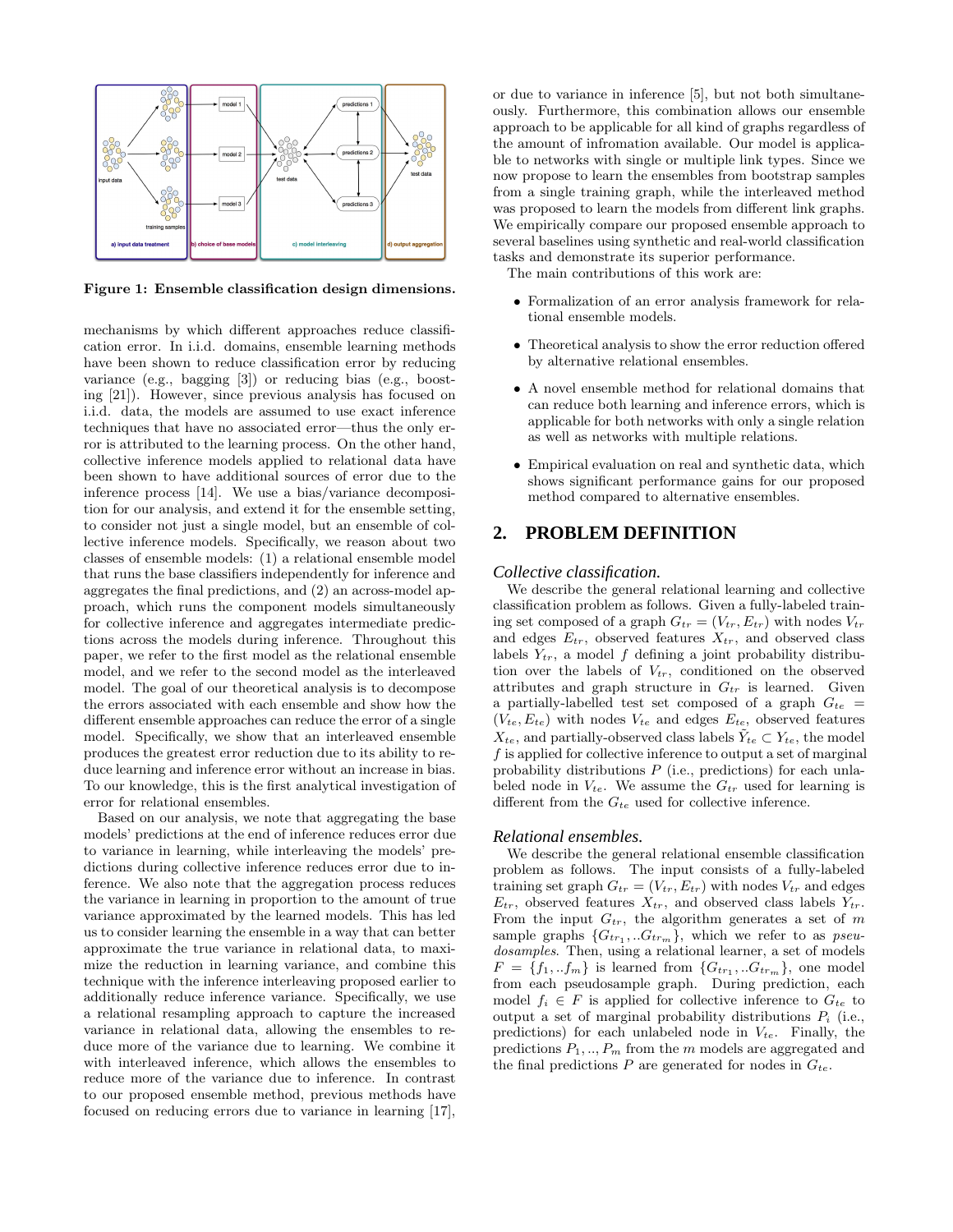Figure 1: Ensemble classification design dimensions.

mechanisms by which different approaches reduce classification error. In i.i.d. domains, ensemble learning methods have been shown to reduce classification error by reducing variance (e.g., bagging [3]) or reducing bias (e.g., boosting [21]). However, since previous analysis has focused on i.i.d. data, the models are assumed to use exact inference techniques that have no associated error—thus the only error is attributed to the learning process. On the other hand, collective inference models applied to relational data have been shown to have additional sources of error due to the inference process [14]. We use a bias/variance decomposition for our analysis, and extend it for the ensemble setting, to consider not just a single model, but an ensemble of collective inference models. Specifically, we reason about two classes of ensemble models: (1) a relational ensemble model that runs the base classifiers independently for inference and aggregates the final predictions, and (2) an across-model approach, which runs the component models simultaneously for collective inference and aggregates intermediate predictions across the models during inference. Throughout this paper, we refer to the first model as the relational ensemble model, and we refer to the second model as the interleaved model. The goal of our theoretical analysis is to decompose the errors associated with each ensemble and show how the different ensemble approaches can reduce the error of a single model. Specifically, we show that an interleaved ensemble produces the greatest error reduction due to its ability to reduce learning and inference error without an increase in bias. To our knowledge, this is the first analytical investigation of error for relational ensembles.

Based on our analysis, we note that aggregating the base models' predictions at the end of inference reduces error due to variance in learning, while interleaving the models' predictions during collective inference reduces error due to inference. We also note that the aggregation process reduces the variance in learning in proportion to the amount of true variance approximated by the learned models. This has led us to consider learning the ensemble in a way that can better approximate the true variance in relational data, to maximize the reduction in learning variance, and combine this technique with the inference interleaving proposed earlier to additionally reduce inference variance. Specifically, we use a relational resampling approach to capture the increased variance in relational data, allowing the ensembles to reduce more of the variance due to learning. We combine it with interleaved inference, which allows the ensembles to reduce more of the variance due to inference. In contrast to our proposed ensemble method, previous methods have focused on reducing errors due to variance in learning [17], or due to variance in inference [5], but not both simultaneously. Furthermore, this combination allows our ensemble approach to be applicable for all kind of graphs regardless of the amount of infromation available. Our model is applicable to networks with single or multiple link types. Since we now propose to learn the ensembles from bootstrap samples from a single training graph, while the interleaved method was proposed to learn the models from different link graphs. We empirically compare our proposed ensemble approach to several baselines using synthetic and real-world classification tasks and demonstrate its superior performance.

The main contributions of this work are:

- Formalization of an error analysis framework for relational ensemble models.
- Theoretical analysis to show the error reduction offered by alternative relational ensembles.
- A novel ensemble method for relational domains that can reduce both learning and inference errors, which is applicable for both networks with only a single relation as well as networks with multiple relations.
- Empirical evaluation on real and synthetic data, which shows significant performance gains for our proposed method compared to alternative ensembles.

## 2. PROBLEM DEFINITION

### *Collective classification.*

We describe the general relational learning and collective classification problem as follows. Given a fully-labeled training set composed of a graph $G_{tr} = (V_{tr}, E_{tr})$ with nodes $V_{tr}$ and edges $E_{tr}$, observed features $X_{tr}$, and observed class labels $Y_{tr}$, a model $f$ defining a joint probability distribution over the labels of $V_{tr}$, conditioned on the observed attributes and graph structure in $G_{tr}$ is learned. Given a partially-labelled test set composed of a graph $G_{te} = (V_{te}, E_{te})$ with nodes $V_{te}$ and edges $E_{te}$, observed features $X_{te}$, and partially-observed class labels $\tilde{Y}_{te} \subset Y_{te}$, the model $f$ is applied for collective inference to output a set of marginal probability distributions $P$ (i.e., predictions) for each unlabeled node in $V_{te}$. We assume the $G_{tr}$ used for learning is different from the $G_{te}$ used for collective inference.

### *Relational ensembles.*

We describe the general relational ensemble classification problem as follows. The input consists of a fully-labeled training set graph $G_{tr} = (V_{tr}, E_{tr})$ with nodes $V_{tr}$ and edges $E_{tr}$, observed features $X_{tr}$, and observed class labels $Y_{tr}$. From the input $G_{tr}$, the algorithm generates a set of $m$ sample graphs $\{G_{tr_1}, ..G_{tr_m}\}$, which we refer to as *pseudosamples*. Then, using a relational learner, a set of models $F = \{f_1, ..f_m\}$ is learned from $\{G_{tr_1}, ..G_{tr_m}\}$, one model from each pseudosample graph. During prediction, each model $f_i \in F$ is applied for collective inference to $G_{te}$ to output a set of marginal probability distributions $P_i$ (i.e., predictions) for each unlabeled node in $V_{te}$. Finally, the predictions $P_1, .., P_m$ from the $m$ models are aggregated and the final predictions $P$ are generated for nodes in $G_{te}$.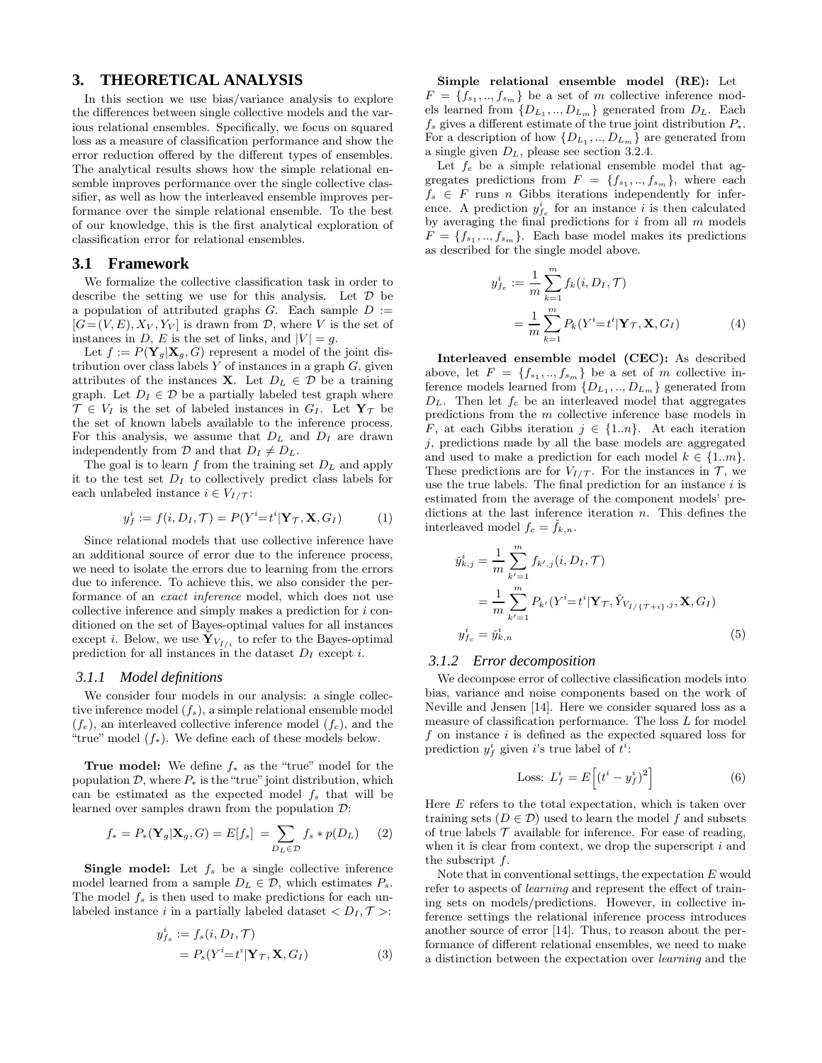## 3. THEORETICAL ANALYSIS

In this section we use bias/variance analysis to explore the differences between single collective models and the various relational ensembles. Specifically, we focus on squared loss as a measure of classification performance and show the error reduction offered by the different types of ensembles. The analytical results shows how the simple relational ensemble improves performance over the single collective classifier, as well as how the interleaved ensemble improves performance over the simple relational ensemble. To the best of our knowledge, this is the first analytical exploration of classification error for relational ensembles.

### 3.1 Framework

We formalize the collective classification task in order to describe the setting we use for this analysis. Let $\mathcal{D}$ be a population of attributed graphs $G$. Each sample $D := [G{=}(V,E), X_V, Y_V]$ is drawn from $\mathcal{D}$, where $V$ is the set of instances in $D$, $E$ is the set of links, and $|V| = g$.

Let $f := P(\mathbf{Y}_g|\mathbf{X}_g, G)$ represent a model of the joint distribution over class labels $Y$ of instances in a graph $G$, given attributes of the instances $\mathbf{X}$. Let $D_L \in \mathcal{D}$ be a training graph. Let $D_I \in \mathcal{D}$ be a partially labeled test graph where $\mathcal{T} \in V_I$ is the set of labeled instances in $G_I$. Let $\mathbf{Y}_\mathcal{T}$ be the set of known labels available to the inference process. For this analysis, we assume that $D_L$ and $D_I$ are drawn independently from $\mathcal{D}$ and that $D_I \neq D_L$.

The goal is to learn $f$ from the training set $D_L$ and apply it to the test set $D_I$ to collectively predict class labels for each unlabeled instance $i \in V_{I/\mathcal{T}}$:

$$y_f^i := f(i, D_I, \mathcal{T}) = P(Y^i{=}t^i|\mathbf{Y}_\mathcal{T}, \mathbf{X}, G_I) \quad (1)$$

Since relational models that use collective inference have an additional source of error due to the inference process, we need to isolate the errors due to learning from the errors due to inference. To achieve this, we also consider the performance of an *exact inference* model, which does not use collective inference and simply makes a prediction for $i$ conditioned on the set of Bayes-optimal values for all instances except $i$. Below, we use $\tilde{\mathbf{Y}}_{V_{I/i}}$ to refer to the Bayes-optimal prediction for all instances in the dataset $D_I$ except $i$.

#### 3.1.1 Model definitions

We consider four models in our analysis: a single collective inference model ($f_s$), a simple relational ensemble model ($f_e$), an interleaved collective inference model ($f_c$), and the "true" model ($f_*$). We define each of these models below.

**True model:** We define $f_*$ as the "true" model for the population $\mathcal{D}$, where $P_*$ is the "true" joint distribution, which can be estimated as the expected model $f_s$ that will be learned over samples drawn from the population $\mathcal{D}$:

$$f_* = P_*(\mathbf{Y}_g|\mathbf{X}_g, G) = E[f_s] = \sum_{D_L \in \mathcal{D}} f_s * p(D_L) \quad (2)$$

**Single model:** Let $f_s$ be a single collective inference model learned from a sample $D_L \in \mathcal{D}$, which estimates $P_s$. The model $f_s$ is then used to make predictions for each unlabeled instance $i$ in a partially labeled dataset $< D_I, \mathcal{T} >$:

$$\begin{aligned} y_{f_s}^i &:= f_s(i, D_I, \mathcal{T}) \\ &= P_s(Y^i{=}t^i|\mathbf{Y}_\mathcal{T}, \mathbf{X}, G_I) \end{aligned} \quad (3)$$

**Simple relational ensemble model (RE):** Let $F = \{f_{s_1}, .., f_{s_m}\}$ be a set of $m$ collective inference models learned from $\{D_{L_1}, .., D_{L_m}\}$ generated from $D_L$. Each $f_s$ gives a different estimate of the true joint distribution $P_*$. For a description of how $\{D_{L_1}, .., D_{L_m}\}$ are generated from a single given $D_L$, please see section 3.2.4.

Let $f_e$ be a simple relational ensemble model that aggregates predictions from $F = \{f_{s_1}, .., f_{s_m}\}$, where each $f_s \in F$ runs $n$ Gibbs iterations independently for inference. A prediction $y_{f_e}^i$ for an instance $i$ is then calculated by averaging the final predictions for $i$ from all $m$ models $F = \{f_{s_1}, .., f_{s_m}\}$. Each base model makes its predictions as described for the single model above.

$$\begin{aligned} y_{f_e}^i &:= \frac{1}{m}\sum_{k=1}^{m} f_k(i, D_I, \mathcal{T}) \\ &= \frac{1}{m}\sum_{k=1}^{m} P_k(Y^i{=}t^i|\mathbf{Y}_\mathcal{T}, \mathbf{X}, G_I) \end{aligned} \quad (4)$$

**Interleaved ensemble model (CEC):** As described above, let $F = \{f_{s_1}, .., f_{s_m}\}$ be a set of $m$ collective inference models learned from $\{D_{L_1}, .., D_{L_m}\}$ generated from $D_L$. Then let $f_c$ be an interleaved model that aggregates predictions from the $m$ collective inference base models in $F$, at each Gibbs iteration $j \in \{1..n\}$. At each iteration $j$, predictions made by all the base models are aggregated and used to make a prediction for each model $k \in \{1..m\}$. These predictions are for $V_{I/\mathcal{T}}$. For the instances in $\mathcal{T}$, we use the true labels. The final prediction for an instance $i$ is estimated from the average of the component models' predictions at the last inference iteration $n$. This defines the interleaved model $f_c = \check{f}_{k,n}$.

$$\begin{aligned} \check{y}_{k,j}^i &= \frac{1}{m}\sum_{k'=1}^{m} f_{k',j}(i, D_I, \mathcal{T}) \\ &= \frac{1}{m}\sum_{k'=1}^{m} P_{k'}(Y^i{=}t^i|\mathbf{Y}_\mathcal{T}, \hat{Y}_{V_{I/\{\mathcal{T}+i\}},j}, \mathbf{X}, G_I) \\ y_{f_c}^i &= \check{y}_{k,n}^i \end{aligned} \quad (5)$$

#### 3.1.2 Error decomposition

We decompose error of collective classification models into bias, variance and noise components based on the work of Neville and Jensen [14]. Here we consider squared loss as a measure of classification performance. The loss $L$ for model $f$ on instance $i$ is defined as the expected squared loss for prediction $y_f^i$ given $i$'s true label of $t^i$:

$$\text{Loss: } L_f^i = E\Big[(t^i - y_f^i)^2\Big] \quad (6)$$

Here $E$ refers to the total expectation, which is taken over training sets ($D \in \mathcal{D}$) used to learn the model $f$ and subsets of true labels $\mathcal{T}$ available for inference. For ease of reading, when it is clear from context, we drop the superscript $i$ and the subscript $f$.

Note that in conventional settings, the expectation $E$ would refer to aspects of *learning* and represent the effect of training sets on models/predictions. However, in collective inference settings the relational inference process introduces another source of error [14]. Thus, to reason about the performance of different relational ensembles, we need to make a distinction between the expectation over *learning* and the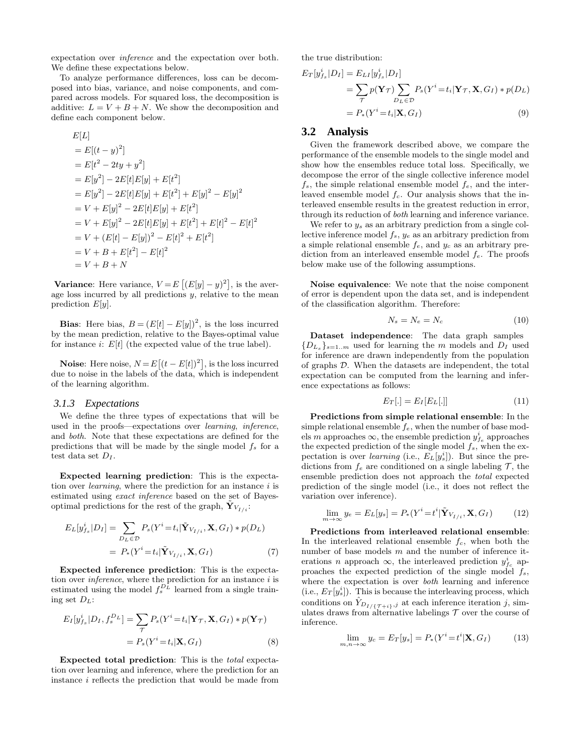expectation over *inference* and the expectation over both. We define these expectations below.

To analyze performance differences, loss can be decomposed into bias, variance, and noise components, and compared across models. For squared loss, the decomposition is additive: $L = V + B + N$. We show the decomposition and define each component below.

$$
\begin{aligned}
&E[L] \\
&= E[(t-y)^2] \\
&= E[t^2 - 2ty + y^2] \\
&= E[y^2] - 2E[t]E[y] + E[t^2] \\
&= E[y^2] - 2E[t]E[y] + E[t^2] + E[y]^2 - E[y]^2 \\
&= V + E[y]^2 - 2E[t]E[y] + E[t^2] \\
&= V + E[y]^2 - 2E[t]E[y] + E[t^2] + E[t]^2 - E[t]^2 \\
&= V + (E[t] - E[y]))^2 - E[t]^2 + E[t^2] \\
&= V + B + E[t^2] - E[t]^2 \\
&= V + B + N
\end{aligned}
$$

**Variance**: Here variance, $V = E\left[(E[y]-y)^2\right]$, is the average loss incurred by all predictions $y$, relative to the mean prediction $E[y]$.

**Bias**: Here bias, $B = (E[t] - E[y])^2$, is the loss incurred by the mean prediction, relative to the Bayes-optimal value for instance $i$: $E[t]$ (the expected value of the true label).

**Noise**: Here noise, $N = E\left[(t - E[t])^2\right]$, is the loss incurred due to noise in the labels of the data, which is independent of the learning algorithm.

### 3.1.3 Expectations

We define the three types of expectations that will be used in the proofs—expectations over *learning*, *inference*, and *both*. Note that these expectations are defined for the predictions that will be made by the single model $f_s$ for a test data set $D_I$.

**Expected learning prediction**: This is the expectation over *learning*, where the prediction for an instance $i$ is estimated using *exact inference* based on the set of Bayes-optimal predictions for the rest of the graph, $\tilde{\mathbf{Y}}_{V_{I/i}}$:

$$
\begin{aligned}
E_L[y^i_{f_s}|D_I] &= \sum_{D_L \in \mathcal{D}} P_s(Y^i = t_i | \tilde{\mathbf{Y}}_{V_{I/i}}, \mathbf{X}, G_I) * p(D_L) \\
&= P_*(Y^i = t_i | \tilde{\mathbf{Y}}_{V_{I/i}}, \mathbf{X}, G_I) \qquad (7)
\end{aligned}
$$

**Expected inference prediction**: This is the expectation over *inference*, where the prediction for an instance $i$ is estimated using the model $f_s^{D_L}$ learned from a single training set $D_L$:

$$
\begin{aligned}
E_I[y^i_{f_s}|D_I, f_s^{D_L}] &= \sum_{\mathcal{T}} P_s(Y^i = t_i | \mathbf{Y}_{\mathcal{T}}, \mathbf{X}, G_I) * p(\mathbf{Y}_{\mathcal{T}}) \\
&= P_s(Y^i = t_i | \mathbf{X}, G_I) \qquad (8)
\end{aligned}
$$

**Expected total prediction**: This is the *total* expectation over learning and inference, where the prediction for an instance $i$ reflects the prediction that would be made from the true distribution:

$$
\begin{aligned}
E_T[y^i_{f_s}|D_I] &= E_{LI}[y^i_{f_s}|D_I] \\
&= \sum_{\mathcal{T}} p(\mathbf{Y}_{\mathcal{T}}) \sum_{D_L \in \mathcal{D}} P_s(Y^i = t_i | \mathbf{Y}_{\mathcal{T}}, \mathbf{X}, G_I) * p(D_L) \\
&= P_*(Y^i = t_i | \mathbf{X}, G_I) \qquad (9)
\end{aligned}
$$

## 3.2 Analysis

Given the framework described above, we compare the performance of the ensemble models to the single model and show how the ensembles reduce total loss. Specifically, we decompose the error of the single collective inference model $f_s$, the simple relational ensemble model $f_e$, and the interleaved ensemble model $f_c$. Our analysis shows that the interleaved ensemble results in the greatest reduction in error, through its reduction of *both* learning and inference variance.

We refer to $y_s$ as an arbitrary prediction from a single collective inference model $f_s$, $y_e$ as an arbitrary prediction from a simple relational ensemble $f_e$, and $y_c$ as an arbitrary prediction from an interleaved ensemble model $f_e$. The proofs below make use of the following assumptions.

**Noise equivalence**: We note that the noise component of error is dependent upon the data set, and is independent of the classification algorithm. Therefore:

$$
N_s = N_e = N_c \qquad (10)
$$

**Dataset independence**: The data graph samples $\{D_{L_s}\}_{s=1..m}$ used for learning the $m$ models and $D_I$ used for inference are drawn independently from the population of graphs $\mathcal{D}$. When the datasets are independent, the total expectation can be computed from the learning and inference expectations as follows:

$$
E_T[.] = E_I[E_L[.]] \qquad (11)
$$

**Predictions from simple relational ensemble**: In the simple relational ensemble $f_e$, when the number of base models $m$ approaches $\infty$, the ensemble prediction $y^i_{f_e}$ approaches the expected prediction of the single model $f_s$, when the expectation is over *learning* (i.e., $E_L[y^i_s]$). But since the predictions from $f_e$ are conditioned on a single labeling $\mathcal{T}$, the ensemble prediction does not approach the *total* expected prediction of the single model (i.e., it does not reflect the variation over inference).

$$
\lim_{m \to \infty} y_e = E_L[y_s] = P_*(Y^i = t^i | \tilde{\mathbf{Y}}_{V_{I/i}}, \mathbf{X}, G_I) \qquad (12)
$$

**Predictions from interleaved relational ensemble**: In the interleaved relational ensemble $f_c$, when both the number of base models $m$ and the number of inference iterations $n$ approach $\infty$, the interleaved prediction $y^i_{f_c}$ approaches the expected prediction of the single model $f_s$, where the expectation is over *both* learning and inference (i.e., $E_T[y^i_s]$). This is because the interleaving process, which conditions on $\hat{Y}_{D_{I/\{\mathcal{T}+i\}},j}$ at each inference iteration $j$, simulates draws from alternative labelings $\mathcal{T}$ over the course of inference.

$$
\lim_{m,n \to \infty} y_c = E_T[y_s] = P_*(Y^i = t^i | \mathbf{X}, G_I) \qquad (13)
$$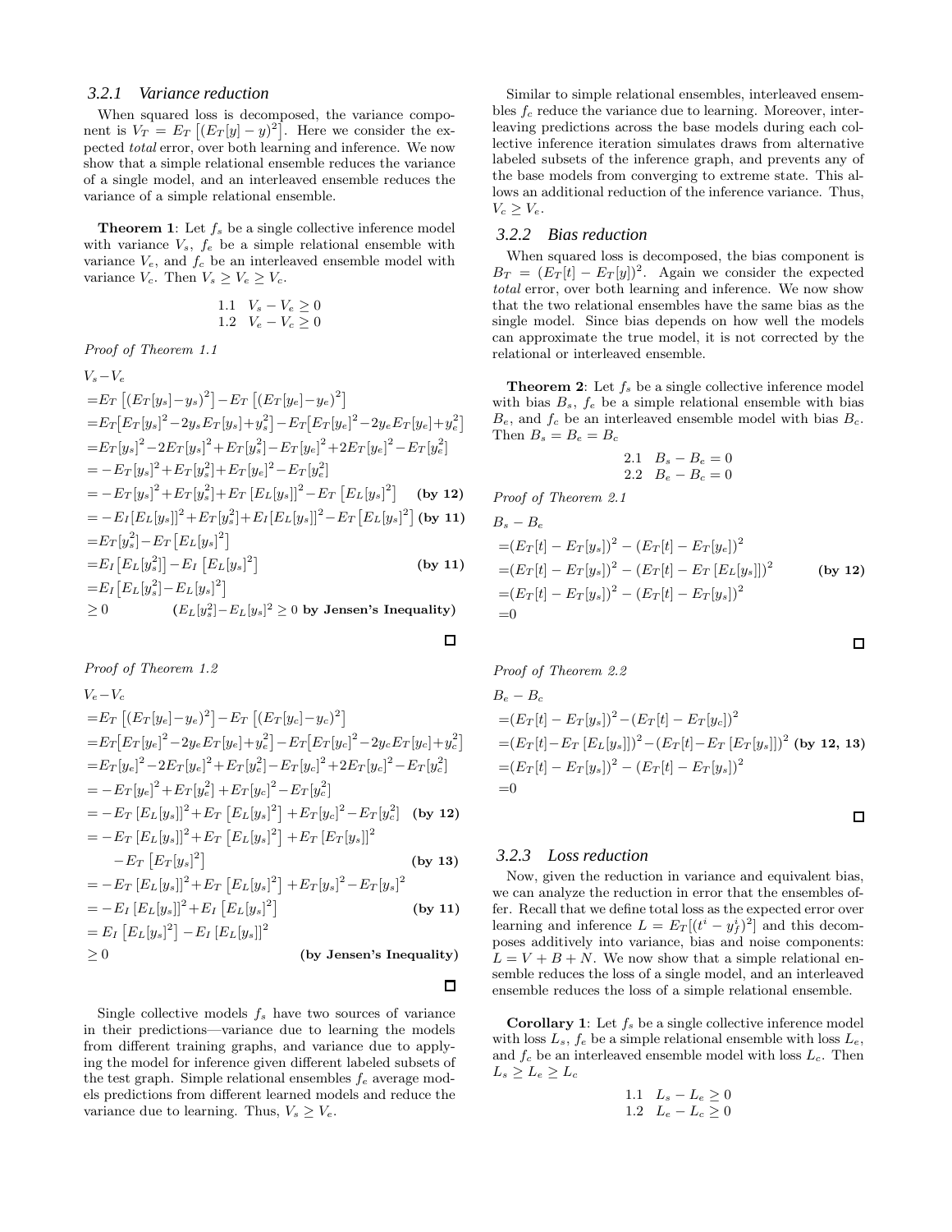### 3.2.1 Variance reduction

When squared loss is decomposed, the variance component is $V_T = E_T\left[(E_T[y] - y)^2\right]$. Here we consider the expected *total* error, over both learning and inference. We now show that a simple relational ensemble reduces the variance of a single model, and an interleaved ensemble reduces the variance of a simple relational ensemble.

**Theorem 1**: Let $f_s$ be a single collective inference model with variance $V_s$, $f_e$ be a simple relational ensemble with variance $V_e$, and $f_c$ be an interleaved ensemble model with variance $V_c$. Then $V_s \geq V_e \geq V_c$.

$$
\begin{aligned}
&1.1 \quad V_s - V_e \geq 0 \\
&1.2 \quad V_e - V_c \geq 0
\end{aligned}
$$

*Proof of Theorem 1.1*

$$
\begin{aligned}
&V_s - V_e \\
&= E_T\left[(E_T[y_s] - y_s)^2\right] - E_T\left[(E_T[y_e] - y_e)^2\right] \\
&= E_T\left[E_T[y_s]^2 - 2y_s E_T[y_s] + y_s^2\right] - E_T\left[E_T[y_e]^2 - 2y_e E_T[y_e] + y_e^2\right] \\
&= E_T[y_s]^2 - 2E_T[y_s]^2 + E_T[y_s^2] - E_T[y_e]^2 + 2E_T[y_e]^2 - E_T[y_e^2] \\
&= -E_T[y_s]^2 + E_T[y_s^2] + E_T[y_e]^2 - E_T[y_e^2] \\
&= -E_T[y_s]^2 + E_T[y_s^2] + E_T\left[E_L[y_s]\right]^2 - E_T\left[E_L[y_s]^2\right] \quad \textbf{(by 12)} \\
&= -E_I[E_L[y_s]]^2 + E_T[y_s^2] + E_I[E_L[y_s]]^2 - E_T\left[E_L[y_s]^2\right] \quad \textbf{(by 11)} \\
&= E_T[y_s^2] - E_T\left[E_L[y_s]^2\right] \\
&= E_I\left[E_L[y_s^2]\right] - E_I\left[E_L[y_s]^2\right] \quad \textbf{(by 11)} \\
&= E_I\left[E_L[y_s^2] - E_L[y_s]^2\right] \\
&\geq 0 \qquad (E_L[y_s^2] - E_L[y_s]^2 \geq 0 \textbf{ by Jensen's Inequality})
\end{aligned}
$$

□

*Proof of Theorem 1.2*

$$
\begin{aligned}
&V_e - V_c \\
&= E_T\left[(E_T[y_e] - y_e)^2\right] - E_T\left[(E_T[y_c] - y_c)^2\right] \\
&= E_T\left[E_T[y_e]^2 - 2y_e E_T[y_e] + y_e^2\right] - E_T\left[E_T[y_c]^2 - 2y_c E_T[y_c] + y_c^2\right] \\
&= E_T[y_e]^2 - 2E_T[y_e]^2 + E_T[y_e^2] - E_T[y_c]^2 + 2E_T[y_c]^2 - E_T[y_c^2] \\
&= -E_T[y_e]^2 + E_T[y_e^2] + E_T[y_c]^2 - E_T[y_c^2] \\
&= -E_T\left[E_L[y_s]\right]^2 + E_T\left[E_L[y_s]^2\right] + E_T[y_c]^2 - E_T[y_c^2] \quad \textbf{(by 12)} \\
&= -E_T\left[E_L[y_s]\right]^2 + E_T\left[E_L[y_s]^2\right] + E_T\left[E_T[y_s]\right]^2 \\
&\quad - E_T\left[E_T[y_s]^2\right] \quad \textbf{(by 13)} \\
&= -E_T\left[E_L[y_s]\right]^2 + E_T\left[E_L[y_s]^2\right] + E_T[y_s]^2 - E_T[y_s]^2 \\
&= -E_I\left[E_L[y_s]\right]^2 + E_I\left[E_L[y_s]^2\right] \quad \textbf{(by 11)} \\
&= E_I\left[E_L[y_s]^2\right] - E_I\left[E_L[y_s]\right]^2 \\
&\geq 0 \qquad \textbf{(by Jensen's Inequality)}
\end{aligned}
$$

□

Single collective models $f_s$ have two sources of variance in their predictions—variance due to learning the models from different training graphs, and variance due to applying the model for inference given different labeled subsets of the test graph. Simple relational ensembles $f_e$ average models predictions from different learned models and reduce the variance due to learning. Thus, $V_s \geq V_e$.

Similar to simple relational ensembles, interleaved ensembles $f_c$ reduce the variance due to learning. Moreover, interleaving predictions across the base models during each collective inference iteration simulates draws from alternative labeled subsets of the inference graph, and prevents any of the base models from converging to extreme state. This allows an additional reduction of the inference variance. Thus, $V_c \geq V_e$.

### 3.2.2 Bias reduction

When squared loss is decomposed, the bias component is $B_T = (E_T[t] - E_T[y])^2$. Again we consider the expected *total* error, over both learning and inference. We now show that the two relational ensembles have the same bias as the single model. Since bias depends on how well the models can approximate the true model, it is not corrected by the relational or interleaved ensemble.

**Theorem 2**: Let $f_s$ be a single collective inference model with bias $B_s$, $f_e$ be a simple relational ensemble with bias $B_e$, and $f_c$ be an interleaved ensemble model with bias $B_c$. Then $B_s = B_e = B_c$

$$
\begin{aligned}
&2.1 \quad B_s - B_e = 0 \\
&2.2 \quad B_e - B_c = 0
\end{aligned}
$$

*Proof of Theorem 2.1*

$$
\begin{aligned}
&B_s - B_e \\
&= (E_T[t] - E_T[y_s])^2 - (E_T[t] - E_T[y_e])^2 \\
&= (E_T[t] - E_T[y_s])^2 - (E_T[t] - E_T\left[E_L[y_s]\right])^2 \quad \textbf{(by 12)} \\
&= (E_T[t] - E_T[y_s])^2 - (E_T[t] - E_T[y_s])^2 \\
&= 0
\end{aligned}
$$

□

*Proof of Theorem 2.2*

$$
\begin{aligned}
&B_e - B_c \\
&= (E_T[t] - E_T[y_s])^2 - (E_T[t] - E_T[y_c])^2 \\
&= (E_T[t] - E_T\left[E_L[y_s]\right])^2 - (E_T[t] - E_T\left[E_T[y_s]\right])^2 \quad \textbf{(by 12, 13)} \\
&= (E_T[t] - E_T[y_s])^2 - (E_T[t] - E_T[y_s])^2 \\
&= 0
\end{aligned}
$$

□

### 3.2.3 Loss reduction

Now, given the reduction in variance and equivalent bias, we can analyze the reduction in error that the ensembles offer. Recall that we define total loss as the expected error over learning and inference $L = E_T[(t^i - y_f^i)^2]$ and this decomposes additively into variance, bias and noise components: $L = V + B + N$. We now show that a simple relational ensemble reduces the loss of a single model, and an interleaved ensemble reduces the loss of a simple relational ensemble.

**Corollary 1**: Let $f_s$ be a single collective inference model with loss $L_s$, $f_e$ be a simple relational ensemble with loss $L_e$, and $f_c$ be an interleaved ensemble model with loss $L_c$. Then $L_s \geq L_e \geq L_c$

$$
\begin{aligned}
&1.1 \quad L_s - L_e \geq 0 \\
&1.2 \quad L_e - L_c \geq 0
\end{aligned}
$$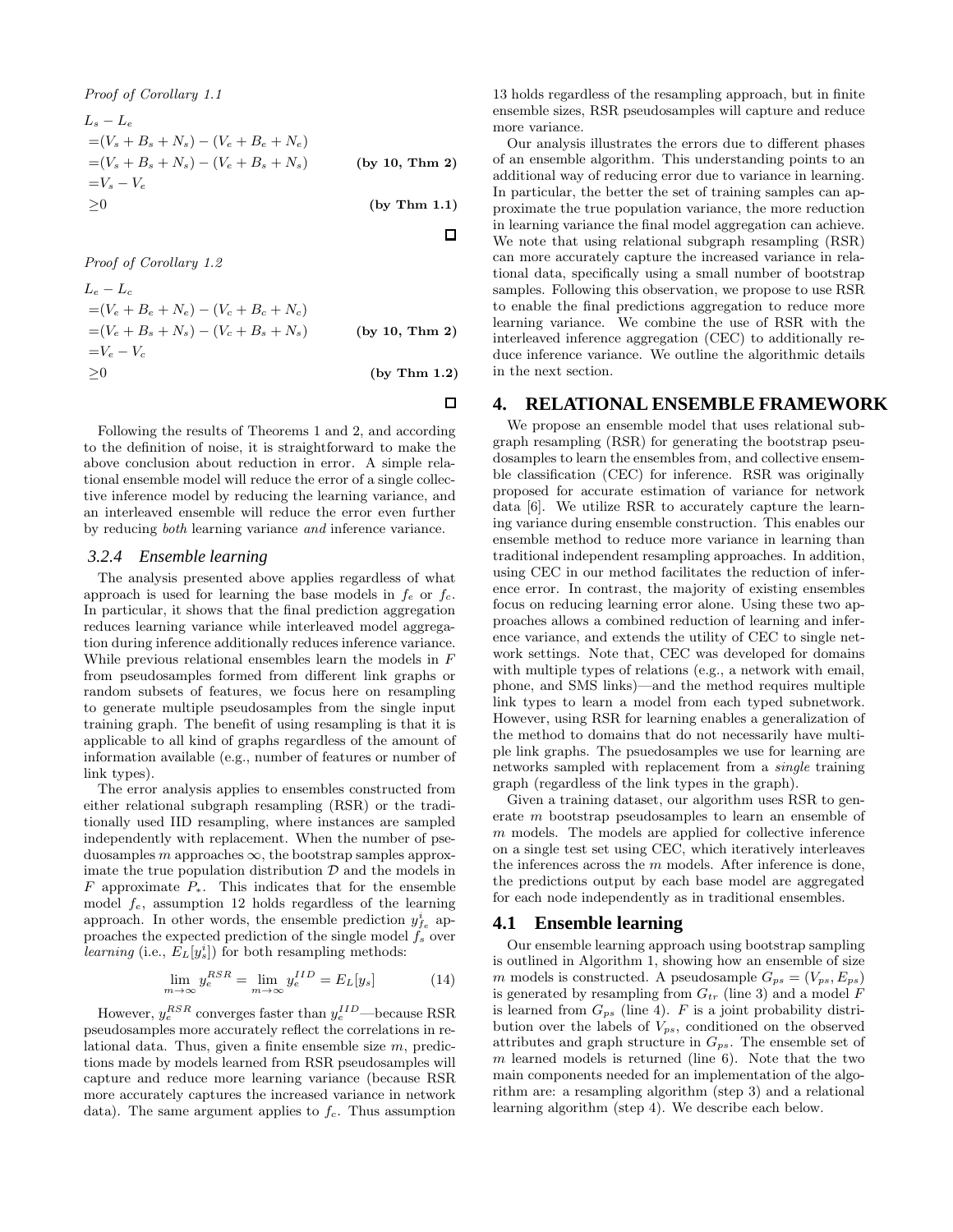*Proof of Corollary 1.1*

$$
\begin{aligned}
&L_s - L_e \\
=&(V_s + B_s + N_s) - (V_e + B_e + N_e) \\
=&(V_s + B_s + N_s) - (V_e + B_s + N_s) \qquad \textbf{(by 10, Thm 2)} \\
=&V_s - V_e \\
\geq&0 \qquad \textbf{(by Thm 1.1)}
\end{aligned}
$$

□

*Proof of Corollary 1.2*

$$
\begin{aligned}
&L_e - L_c \\
=&(V_e + B_e + N_e) - (V_c + B_c + N_c) \\
=&(V_e + B_s + N_s) - (V_c + B_s + N_s) \qquad \textbf{(by 10, Thm 2)} \\
=&V_e - V_c \\
\geq&0 \qquad \textbf{(by Thm 1.2)}
\end{aligned}
$$

□

Following the results of Theorems 1 and 2, and according to the definition of noise, it is straightforward to make the above conclusion about reduction in error. A simple relational ensemble model will reduce the error of a single collective inference model by reducing the learning variance, and an interleaved ensemble will reduce the error even further by reducing *both* learning variance *and* inference variance.

### 3.2.4 Ensemble learning

The analysis presented above applies regardless of what approach is used for learning the base models in $f_e$ or $f_c$. In particular, it shows that the final prediction aggregation reduces learning variance while interleaved model aggregation during inference additionally reduces inference variance. While previous relational ensembles learn the models in $F$ from pseudosamples formed from different link graphs or random subsets of features, we focus here on resampling to generate multiple pseudosamples from the single input training graph. The benefit of using resampling is that it is applicable to all kind of graphs regardless of the amount of information available (e.g., number of features or number of link types).

The error analysis applies to ensembles constructed from either relational subgraph resampling (RSR) or the traditionally used IID resampling, where instances are sampled independently with replacement. When the number of pseudosamples $m$ approaches $\infty$, the bootstrap samples approximate the true population distribution $\mathcal{D}$ and the models in $F$ approximate $P_*$. This indicates that for the ensemble model $f_e$, assumption 12 holds regardless of the learning approach. In other words, the ensemble prediction $y^i_{f_e}$ approaches the expected prediction of the single model $f_s$ over *learning* (i.e., $E_L[y^i_s]$) for both resampling methods:

$$\lim_{m\to\infty} y_e^{RSR} = \lim_{m\to\infty} y_e^{IID} = E_L[y_s] \tag{14}$$

However, $y_e^{RSR}$ converges faster than $y_e^{IID}$—because RSR pseudosamples more accurately reflect the correlations in relational data. Thus, given a finite ensemble size $m$, predictions made by models learned from RSR pseudosamples will capture and reduce more learning variance (because RSR more accurately captures the increased variance in network data). The same argument applies to $f_c$. Thus assumption 13 holds regardless of the resampling approach, but in finite ensemble sizes, RSR pseudosamples will capture and reduce more variance.

Our analysis illustrates the errors due to different phases of an ensemble algorithm. This understanding points to an additional way of reducing error due to variance in learning. In particular, the better the set of training samples can approximate the true population variance, the more reduction in learning variance the final model aggregation can achieve. We note that using relational subgraph resampling (RSR) can more accurately capture the increased variance in relational data, specifically using a small number of bootstrap samples. Following this observation, we propose to use RSR to enable the final predictions aggregation to reduce more learning variance. We combine the use of RSR with the interleaved inference aggregation (CEC) to additionally reduce inference variance. We outline the algorithmic details in the next section.

## 4. RELATIONAL ENSEMBLE FRAMEWORK

We propose an ensemble model that uses relational subgraph resampling (RSR) for generating the bootstrap pseudosamples to learn the ensembles from, and collective ensemble classification (CEC) for inference. RSR was originally proposed for accurate estimation of variance for network data [6]. We utilize RSR to accurately capture the learning variance during ensemble construction. This enables our ensemble method to reduce more variance in learning than traditional independent resampling approaches. In addition, using CEC in our method facilitates the reduction of inference error. In contrast, the majority of existing ensembles focus on reducing learning error alone. Using these two approaches allows a combined reduction of learning and inference variance, and extends the utility of CEC to single network settings. Note that, CEC was developed for domains with multiple types of relations (e.g., a network with email, phone, and SMS links)—and the method requires multiple link types to learn a model from each typed subnetwork. However, using RSR for learning enables a generalization of the method to domains that do not necessarily have multiple link graphs. The psuedosamples we use for learning are networks sampled with replacement from a *single* training graph (regardless of the link types in the graph).

Given a training dataset, our algorithm uses RSR to generate $m$ bootstrap pseudosamples to learn an ensemble of $m$ models. The models are applied for collective inference on a single test set using CEC, which iteratively interleaves the inferences across the $m$ models. After inference is done, the predictions output by each base model are aggregated for each node independently as in traditional ensembles.

## 4.1 Ensemble learning

Our ensemble learning approach using bootstrap sampling is outlined in Algorithm 1, showing how an ensemble of size $m$ models is constructed. A pseudosample $G_{ps} = (V_{ps}, E_{ps})$ is generated by resampling from $G_{tr}$ (line 3) and a model $F$ is learned from $G_{ps}$ (line 4). $F$ is a joint probability distribution over the labels of $V_{ps}$, conditioned on the observed attributes and graph structure in $G_{ps}$. The ensemble set of $m$ learned models is returned (line 6). Note that the two main components needed for an implementation of the algorithm are: a resampling algorithm (step 3) and a relational learning algorithm (step 4). We describe each below.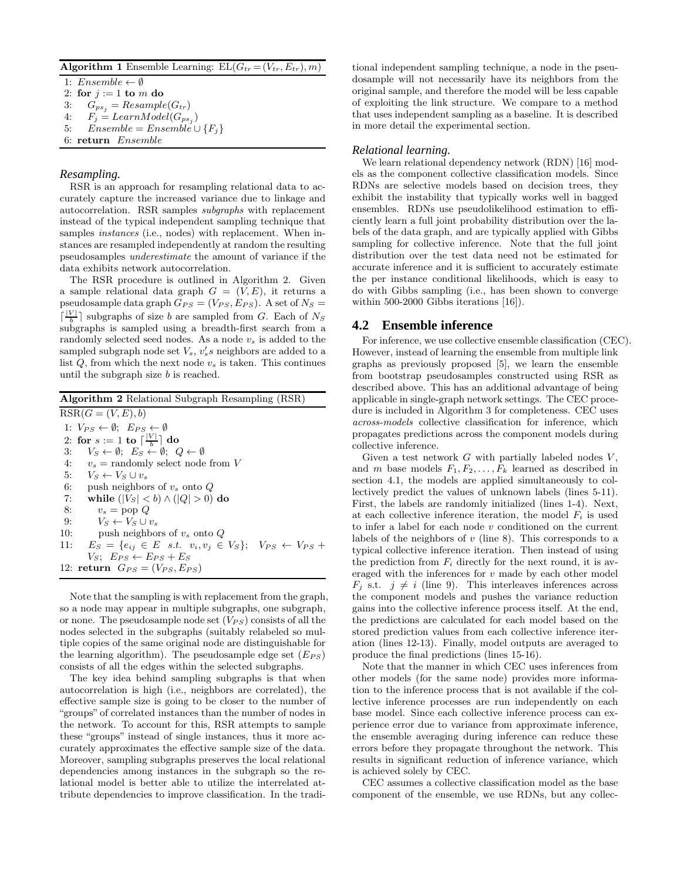**Algorithm 1** Ensemble Learning: $\text{EL}(G_{tr} = (V_{tr}, E_{tr}), m)$

```
1: Ensemble ← ∅
2: for j := 1 to m do
3:     G_{ps_j} = Resample(G_{tr})
4:     F_j = LearnModel(G_{ps_j})
5:     Ensemble = Ensemble ∪ {F_j}
6: return Ensemble
```

### *Resampling.*

RSR is an approach for resampling relational data to accurately capture the increased variance due to linkage and autocorrelation. RSR samples *subgraphs* with replacement instead of the typical independent sampling technique that samples *instances* (i.e., nodes) with replacement. When instances are resampled independently at random the resulting pseudosamples *underestimate* the amount of variance if the data exhibits network autocorrelation.

The RSR procedure is outlined in Algorithm 2. Given a sample relational data graph $G = (V, E)$, it returns a pseudosample data graph $G_{PS} = (V_{PS}, E_{PS})$. A set of $N_S = \lceil \frac{|V|}{b} \rceil$ subgraphs of size $b$ are sampled from $G$. Each of $N_S$ subgraphs is sampled using a breadth-first search from a randomly selected seed nodes. As a node $v_s$ is added to the sampled subgraph node set $V_s$, $v_s's$ neighbors are added to a list $Q$, from which the next node $v_s$ is taken. This continues until the subgraph size $b$ is reached.

**Algorithm 2** Relational Subgraph Resampling (RSR)

```
RSR(G = (V, E), b)
1: V_PS ← ∅;  E_PS ← ∅
2: for s := 1 to ⌈|V|/b⌉ do
3:     V_S ← ∅;  E_S ← ∅;  Q ← ∅
4:     v_s = randomly select node from V
5:     V_S ← V_S ∪ v_s
6:     push neighbors of v_s onto Q
7:     while (|V_S| < b) ∧ (|Q| > 0) do
8:         v_s = pop Q
9:         V_S ← V_S ∪ v_s
10:        push neighbors of v_s onto Q
11:    E_S = {e_ij ∈ E s.t. v_i, v_j ∈ V_S};  V_PS ← V_PS + V_S;  E_PS ← E_PS + E_S
12: return G_PS = (V_PS, E_PS)
```

Note that the sampling is with replacement from the graph, so a node may appear in multiple subgraphs, one subgraph, or none. The pseudosample node set ($V_{PS}$) consists of all the nodes selected in the subgraphs (suitably relabeled so multiple copies of the same original node are distinguishable for the learning algorithm). The pseudosample edge set ($E_{PS}$) consists of all the edges within the selected subgraphs.

The key idea behind sampling subgraphs is that when autocorrelation is high (i.e., neighbors are correlated), the effective sample size is going to be closer to the number of "groups" of correlated instances than the number of nodes in the network. To account for this, RSR attempts to sample these "groups" instead of single instances, thus it more accurately approximates the effective sample size of the data. Moreover, sampling subgraphs preserves the local relational dependencies among instances in the subgraph so the relational model is better able to utilize the interrelated attribute dependencies to improve classification. In the traditional independent sampling technique, a node in the pseudosample will not necessarily have its neighbors from the original sample, and therefore the model will be less capable of exploiting the link structure. We compare to a method that uses independent sampling as a baseline. It is described in more detail the experimental section.

### *Relational learning.*

We learn relational dependency network (RDN) [16] models as the component collective classification models. Since RDNs are selective models based on decision trees, they exhibit the instability that typically works well in bagged ensembles. RDNs use pseudolikelihood estimation to efficiently learn a full joint probability distribution over the labels of the data graph, and are typically applied with Gibbs sampling for collective inference. Note that the full joint distribution over the test data need not be estimated for accurate inference and it is sufficient to accurately estimate the per instance conditional likelihoods, which is easy to do with Gibbs sampling (i.e., has been shown to converge within 500-2000 Gibbs iterations [16]).

## 4.2 Ensemble inference

For inference, we use collective ensemble classification (CEC). However, instead of learning the ensemble from multiple link graphs as previously proposed [5], we learn the ensemble from bootstrap pseudosamples constructed using RSR as described above. This has an additional advantage of being applicable in single-graph network settings. The CEC procedure is included in Algorithm 3 for completeness. CEC uses *across-models* collective classification for inference, which propagates predictions across the component models during collective inference.

Given a test network $G$ with partially labeled nodes $V$, and $m$ base models $F_1, F_2, \ldots, F_k$ learned as described in section 4.1, the models are applied simultaneously to collectively predict the values of unknown labels (lines 5-11). First, the labels are randomly initialized (lines 1-4). Next, at each collective inference iteration, the model $F_i$ is used to infer a label for each node $v$ conditioned on the current labels of the neighbors of $v$ (line 8). This corresponds to a typical collective inference iteration. Then instead of using the prediction from $F_i$ directly for the next round, it is averaged with the inferences for $v$ made by each other model $F_j$ s.t. $j \neq i$ (line 9). This interleaves inferences across the component models and pushes the variance reduction gains into the collective inference process itself. At the end, the predictions are calculated for each model based on the stored prediction values from each collective inference iteration (lines 12-13). Finally, model outputs are averaged to produce the final predictions (lines 15-16).

Note that the manner in which CEC uses inferences from other models (for the same node) provides more information to the inference process that is not available if the collective inference processes are run independently on each base model. Since each collective inference process can experience error due to variance from approximate inference, the ensemble averaging during inference can reduce these errors before they propagate throughout the network. This results in significant reduction of inference variance, which is achieved solely by CEC.

CEC assumes a collective classification model as the base component of the ensemble, we use RDNs, but any collec-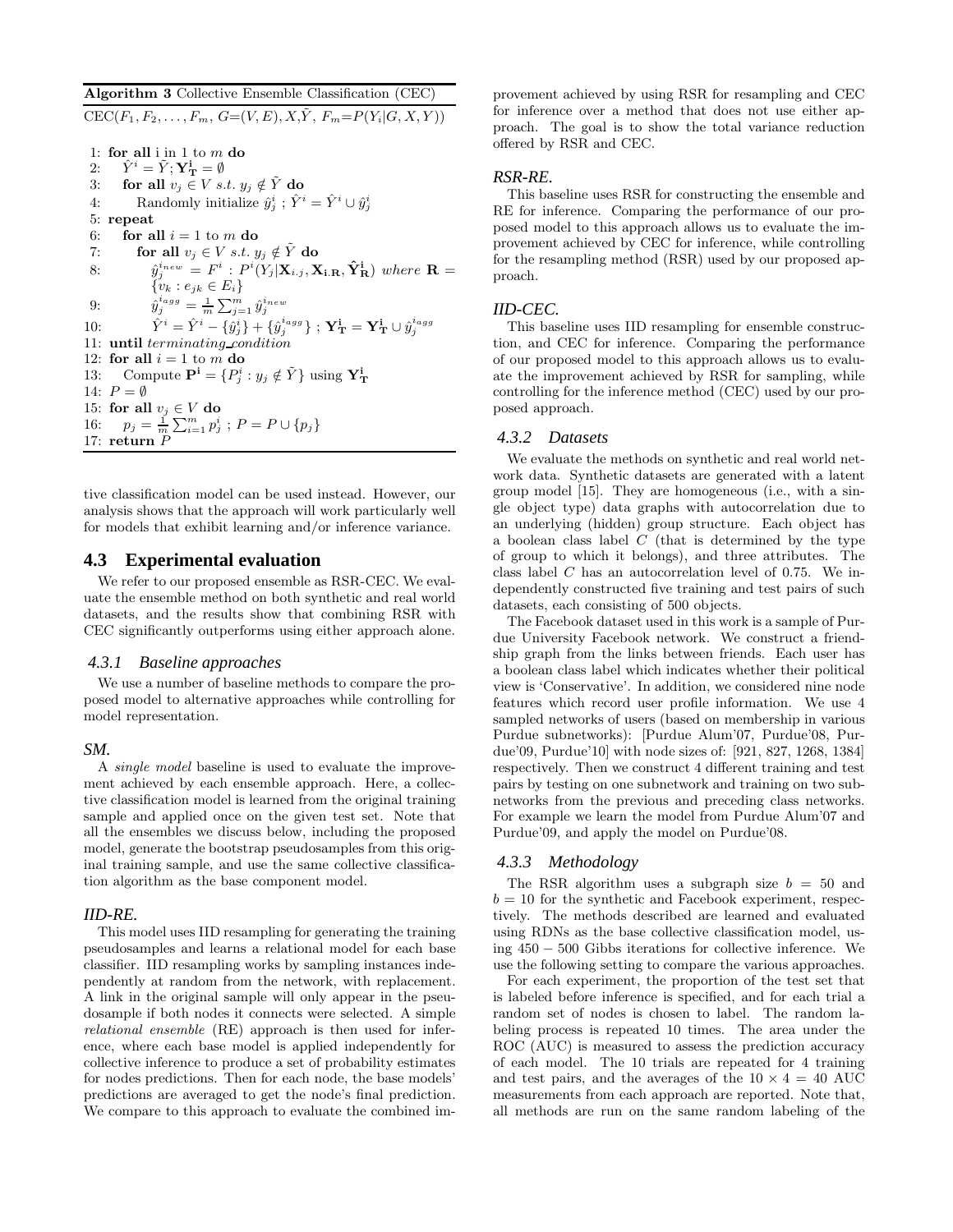**Algorithm 3** Collective Ensemble Classification (CEC)

$\text{CEC}(F_1, F_2, \ldots, F_m,\ G{=}(V,E), X, \tilde{Y},\ F_m{=}P(Y_i|G,X,Y))$

```
1:  for all i in 1 to m do
2:     Ŷ^i = Ỹ; Y^i_T = ∅
3:     for all v_j ∈ V s.t. y_j ∉ Ỹ do
4:        Randomly initialize ŷ^i_j ; Ŷ^i = Ŷ^i ∪ ŷ^i_j
5:  repeat
6:     for all i = 1 to m do
7:        for all v_j ∈ V s.t. y_j ∉ Ỹ do
8:           ŷ^{i_new}_j = F^i : P^i(Y_j | X_{i.j}, X_{i.R}, Ŷ^i_R) where R = {v_k : e_jk ∈ E_i}
9:           ŷ^{i_agg}_j = (1/m) Σ_{j=1}^{m} ŷ^{i_new}_j
10:          Ŷ^i = Ŷ^i − {ŷ^i_j} + {ŷ^{i_agg}_j} ; Y^i_T = Y^i_T ∪ ŷ^{i_agg}_j
11: until terminating_condition
12: for all i = 1 to m do
13:    Compute P^i = {P^i_j : y_j ∉ Ỹ} using Y^i_T
14: P = ∅
15: for all v_j ∈ V do
16:    p_j = (1/m) Σ_{i=1}^{m} p^i_j ; P = P ∪ {p_j}
17: return P
```

tive classification model can be used instead. However, our analysis shows that the approach will work particularly well for models that exhibit learning and/or inference variance.

## 4.3 Experimental evaluation

We refer to our proposed ensemble as RSR-CEC. We evaluate the ensemble method on both synthetic and real world datasets, and the results show that combining RSR with CEC significantly outperforms using either approach alone.

### 4.3.1 Baseline approaches

We use a number of baseline methods to compare the proposed model to alternative approaches while controlling for model representation.

#### SM.

A *single model* baseline is used to evaluate the improvement achieved by each ensemble approach. Here, a collective classification model is learned from the original training sample and applied once on the given test set. Note that all the ensembles we discuss below, including the proposed model, generate the bootstrap pseudosamples from this original training sample, and use the same collective classification algorithm as the base component model.

#### IID-RE.

This model uses IID resampling for generating the training pseudosamples and learns a relational model for each base classifier. IID resampling works by sampling instances independently at random from the network, with replacement. A link in the original sample will only appear in the pseudosample if both nodes it connects were selected. A simple *relational ensemble* (RE) approach is then used for inference, where each base model is applied independently for collective inference to produce a set of probability estimates for nodes predictions. Then for each node, the base models' predictions are averaged to get the node's final prediction. We compare to this approach to evaluate the combined improvement achieved by using RSR for resampling and CEC for inference over a method that does not use either approach. The goal is to show the total variance reduction offered by RSR and CEC.

#### RSR-RE.

This baseline uses RSR for constructing the ensemble and RE for inference. Comparing the performance of our proposed model to this approach allows us to evaluate the improvement achieved by CEC for inference, while controlling for the resampling method (RSR) used by our proposed approach.

#### IID-CEC.

This baseline uses IID resampling for ensemble construction, and CEC for inference. Comparing the performance of our proposed model to this approach allows us to evaluate the improvement achieved by RSR for sampling, while controlling for the inference method (CEC) used by our proposed approach.

### 4.3.2 Datasets

We evaluate the methods on synthetic and real world network data. Synthetic datasets are generated with a latent group model [15]. They are homogeneous (i.e., with a single object type) data graphs with autocorrelation due to an underlying (hidden) group structure. Each object has a boolean class label $C$ (that is determined by the type of group to which it belongs), and three attributes. The class label $C$ has an autocorrelation level of 0.75. We independently constructed five training and test pairs of such datasets, each consisting of 500 objects.

The Facebook dataset used in this work is a sample of Purdue University Facebook network. We construct a friendship graph from the links between friends. Each user has a boolean class label which indicates whether their political view is 'Conservative'. In addition, we considered nine node features which record user profile information. We use 4 sampled networks of users (based on membership in various Purdue subnetworks): [Purdue Alum'07, Purdue'08, Purdue'09, Purdue'10] with node sizes of: [921, 827, 1268, 1384] respectively. Then we construct 4 different training and test pairs by testing on one subnetwork and training on two subnetworks from the previous and preceding class networks. For example we learn the model from Purdue Alum'07 and Purdue'09, and apply the model on Purdue'08.

### 4.3.3 Methodology

The RSR algorithm uses a subgraph size $b = 50$ and $b = 10$ for the synthetic and Facebook experiment, respectively. The methods described are learned and evaluated using RDNs as the base collective classification model, using $450 - 500$ Gibbs iterations for collective inference. We use the following setting to compare the various approaches.

For each experiment, the proportion of the test set that is labeled before inference is specified, and for each trial a random set of nodes is chosen to label. The random labeling process is repeated 10 times. The area under the ROC (AUC) is measured to assess the prediction accuracy of each model. The 10 trials are repeated for 4 training and test pairs, and the averages of the $10 \times 4 = 40$ AUC measurements from each approach are reported. Note that, all methods are run on the same random labeling of the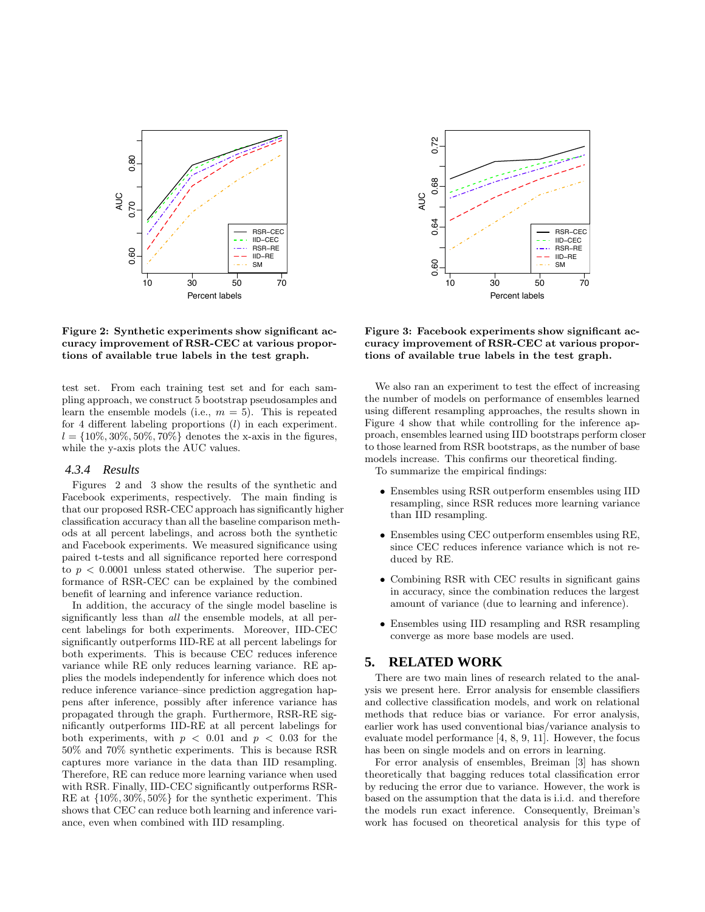Figure 2: Synthetic experiments show significant accuracy improvement of RSR-CEC at various proportions of available true labels in the test graph.

Figure 3: Facebook experiments show significant accuracy improvement of RSR-CEC at various proportions of available true labels in the test graph.

test set. From each training test set and for each sampling approach, we construct 5 bootstrap pseudosamples and learn the ensemble models (i.e., $m = 5$). This is repeated for 4 different labeling proportions ($l$) in each experiment. $l = \{10\%, 30\%, 50\%, 70\%\}$ denotes the x-axis in the figures, while the y-axis plots the AUC values.

### 4.3.4 Results

Figures 2 and 3 show the results of the synthetic and Facebook experiments, respectively. The main finding is that our proposed RSR-CEC approach has significantly higher classification accuracy than all the baseline comparison methods at all percent labelings, and across both the synthetic and Facebook experiments. We measured significance using paired t-tests and all significance reported here correspond to $p < 0.0001$ unless stated otherwise. The superior performance of RSR-CEC can be explained by the combined benefit of learning and inference variance reduction.

In addition, the accuracy of the single model baseline is significantly less than *all* the ensemble models, at all percent labelings for both experiments. Moreover, IID-CEC significantly outperforms IID-RE at all percent labelings for both experiments. This is because CEC reduces inference variance while RE only reduces learning variance. RE applies the models independently for inference which does not reduce inference variance–since prediction aggregation happens after inference, possibly after inference variance has propagated through the graph. Furthermore, RSR-RE significantly outperforms IID-RE at all percent labelings for both experiments, with $p < 0.01$ and $p < 0.03$ for the 50% and 70% synthetic experiments. This is because RSR captures more variance in the data than IID resampling. Therefore, RE can reduce more learning variance when used with RSR. Finally, IID-CEC significantly outperforms RSR-RE at $\{10\%, 30\%, 50\%\}$ for the synthetic experiment. This shows that CEC can reduce both learning and inference variance, even when combined with IID resampling.

We also ran an experiment to test the effect of increasing the number of models on performance of ensembles learned using different resampling approaches, the results shown in Figure 4 show that while controlling for the inference approach, ensembles learned using IID bootstraps perform closer to those learned from RSR bootstraps, as the number of base models increase. This confirms our theoretical finding.

To summarize the empirical findings:

- Ensembles using RSR outperform ensembles using IID resampling, since RSR reduces more learning variance than IID resampling.
- Ensembles using CEC outperform ensembles using RE, since CEC reduces inference variance which is not reduced by RE.
- Combining RSR with CEC results in significant gains in accuracy, since the combination reduces the largest amount of variance (due to learning and inference).
- Ensembles using IID resampling and RSR resampling converge as more base models are used.

## 5. RELATED WORK

There are two main lines of research related to the analysis we present here. Error analysis for ensemble classifiers and collective classification models, and work on relational methods that reduce bias or variance. For error analysis, earlier work has used conventional bias/variance analysis to evaluate model performance [4, 8, 9, 11]. However, the focus has been on single models and on errors in learning.

For error analysis of ensembles, Breiman [3] has shown theoretically that bagging reduces total classification error by reducing the error due to variance. However, the work is based on the assumption that the data is i.i.d. and therefore the models run exact inference. Consequently, Breiman's work has focused on theoretical analysis for this type of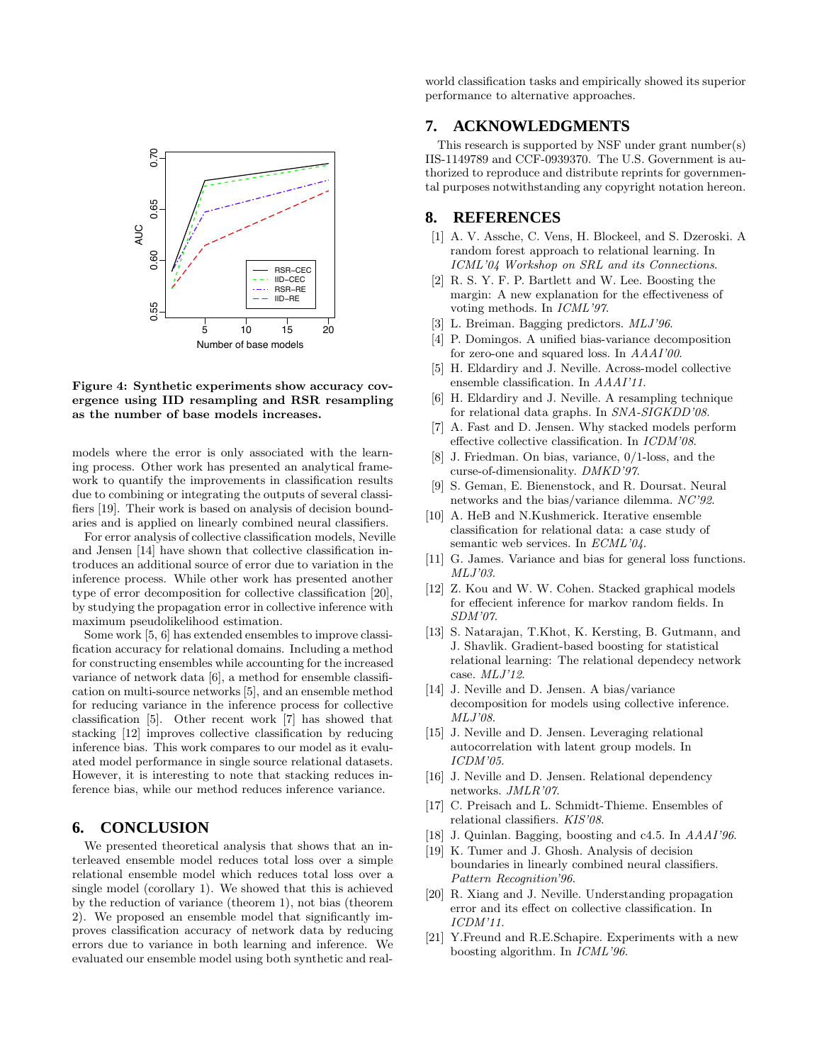0.70
0.65
0.60
0.55
AUC
5
10
15
20
Number of base models
RSR–CEC
IID–CEC
RSR–RE
IID–RE

**Figure 4: Synthetic experiments show accuracy covergence using IID resampling and RSR resampling as the number of base models increases.**

models where the error is only associated with the learning process. Other work has presented an analytical framework to quantify the improvements in classification results due to combining or integrating the outputs of several classifiers [19]. Their work is based on analysis of decision boundaries and is applied on linearly combined neural classifiers.

For error analysis of collective classification models, Neville and Jensen [14] have shown that collective classification introduces an additional source of error due to variation in the inference process. While other work has presented another type of error decomposition for collective classification [20], by studying the propagation error in collective inference with maximum pseudolikelihood estimation.

Some work [5, 6] has extended ensembles to improve classification accuracy for relational domains. Including a method for constructing ensembles while accounting for the increased variance of network data [6], a method for ensemble classification on multi-source networks [5], and an ensemble method for reducing variance in the inference process for collective classification [5]. Other recent work [7] has showed that stacking [12] improves collective classification by reducing inference bias. This work compares to our model as it evaluated model performance in single source relational datasets. However, it is interesting to note that stacking reduces inference bias, while our method reduces inference variance.

## 6. CONCLUSION

We presented theoretical analysis that shows that an interleaved ensemble model reduces total loss over a simple relational ensemble model which reduces total loss over a single model (corollary 1). We showed that this is achieved by the reduction of variance (theorem 1), not bias (theorem 2). We proposed an ensemble model that significantly improves classification accuracy of network data by reducing errors due to variance in both learning and inference. We evaluated our ensemble model using both synthetic and real-world classification tasks and empirically showed its superior performance to alternative approaches.

## 7. ACKNOWLEDGMENTS

This research is supported by NSF under grant number(s) IIS-1149789 and CCF-0939370. The U.S. Government is authorized to reproduce and distribute reprints for governmental purposes notwithstanding any copyright notation hereon.

## 8. REFERENCES

[1] A. V. Assche, C. Vens, H. Blockeel, and S. Dzeroski. A random forest approach to relational learning. In *ICML'04 Workshop on SRL and its Connections*.

[2] R. S. Y. F. P. Bartlett and W. Lee. Boosting the margin: A new explanation for the effectiveness of voting methods. In *ICML'97*.

[3] L. Breiman. Bagging predictors. *MLJ'96*.

[4] P. Domingos. A unified bias-variance decomposition for zero-one and squared loss. In *AAAI'00*.

[5] H. Eldardiry and J. Neville. Across-model collective ensemble classification. In *AAAI'11*.

[6] H. Eldardiry and J. Neville. A resampling technique for relational data graphs. In *SNA-SIGKDD'08*.

[7] A. Fast and D. Jensen. Why stacked models perform effective collective classification. In *ICDM'08*.

[8] J. Friedman. On bias, variance, 0/1-loss, and the curse-of-dimensionality. *DMKD'97*.

[9] S. Geman, E. Bienenstock, and R. Doursat. Neural networks and the bias/variance dilemma. *NC'92*.

[10] A. HeB and N.Kushmerick. Iterative ensemble classification for relational data: a case study of semantic web services. In *ECML'04*.

[11] G. James. Variance and bias for general loss functions. *MLJ'03*.

[12] Z. Kou and W. W. Cohen. Stacked graphical models for effecient inference for markov random fields. In *SDM'07*.

[13] S. Natarajan, T.Khot, K. Kersting, B. Gutmann, and J. Shavlik. Gradient-based boosting for statistical relational learning: The relational dependecy network case. *MLJ'12*.

[14] J. Neville and D. Jensen. A bias/variance decomposition for models using collective inference. *MLJ'08*.

[15] J. Neville and D. Jensen. Leveraging relational autocorrelation with latent group models. In *ICDM'05*.

[16] J. Neville and D. Jensen. Relational dependency networks. *JMLR'07*.

[17] C. Preisach and L. Schmidt-Thieme. Ensembles of relational classifiers. *KIS'08*.

[18] J. Quinlan. Bagging, boosting and c4.5. In *AAAI'96*.

[19] K. Tumer and J. Ghosh. Analysis of decision boundaries in linearly combined neural classifiers. *Pattern Recognition'96*.

[20] R. Xiang and J. Neville. Understanding propagation error and its effect on collective classification. In *ICDM'11*.

[21] Y.Freund and R.E.Schapire. Experiments with a new boosting algorithm. In *ICML'96*.